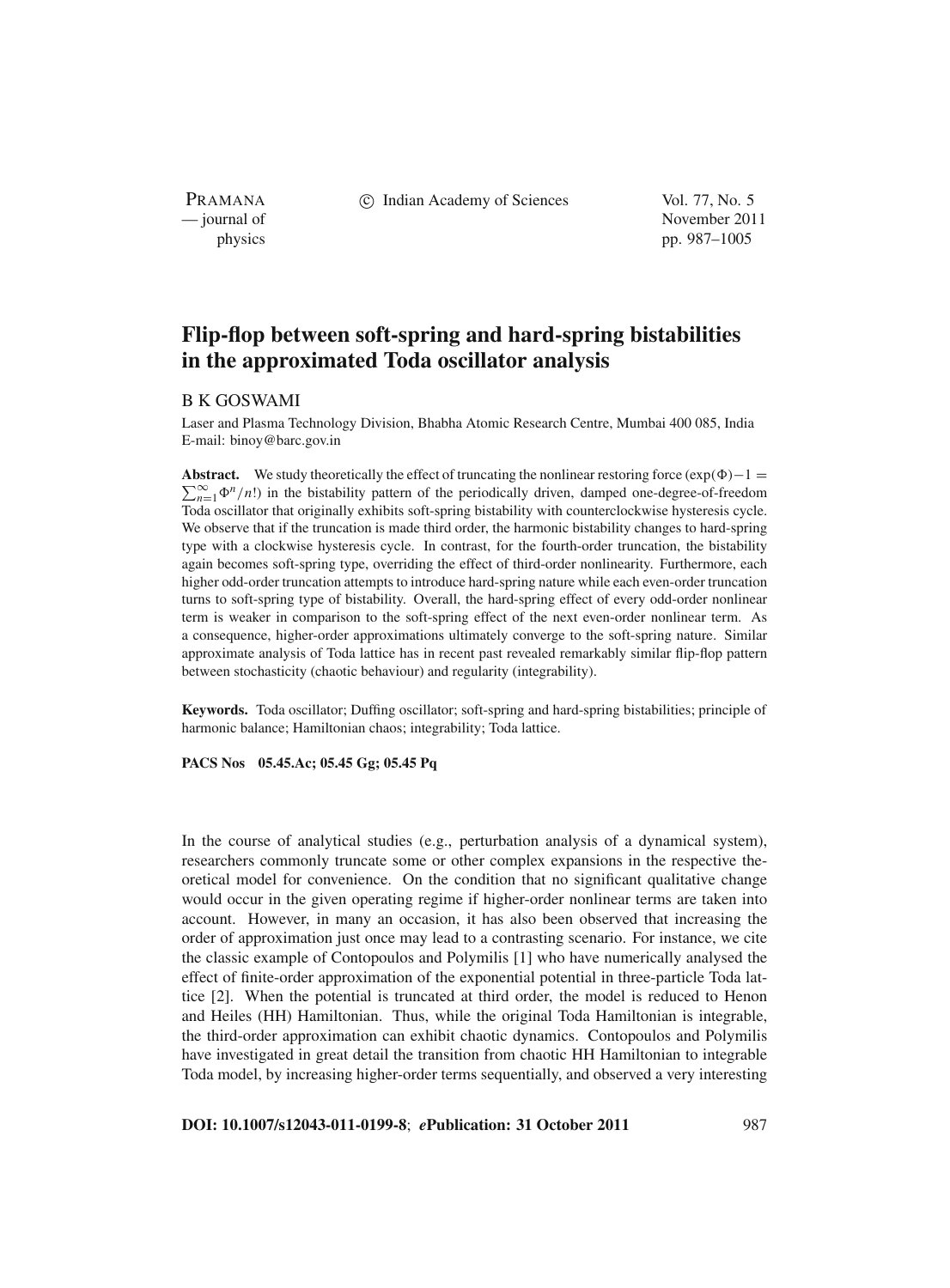# Flip-flop between soft-spring and hard-spring bistabilities in the approximated Toda oscillator analysis

B K GOSWAMI

Laser and Plasma Technology Division, Bhabha Atomic Research Centre, Mumbai 400 085, India
E-mail: binoy@barc.gov.in

**Abstract.** We study theoretically the effect of truncating the nonlinear restoring force ($\exp(\Phi)-1 = \sum_{n=1}^{\infty}\Phi^n/n!$) in the bistability pattern of the periodically driven, damped one-degree-of-freedom Toda oscillator that originally exhibits soft-spring bistability with counterclockwise hysteresis cycle. We observe that if the truncation is made third order, the harmonic bistability changes to hard-spring type with a clockwise hysteresis cycle. In contrast, for the fourth-order truncation, the bistability again becomes soft-spring type, overriding the effect of third-order nonlinearity. Furthermore, each higher odd-order truncation attempts to introduce hard-spring nature while each even-order truncation turns to soft-spring type of bistability. Overall, the hard-spring effect of every odd-order nonlinear term is weaker in comparison to the soft-spring effect of the next even-order nonlinear term. As a consequence, higher-order approximations ultimately converge to the soft-spring nature. Similar approximate analysis of Toda lattice has in recent past revealed remarkably similar flip-flop pattern between stochasticity (chaotic behaviour) and regularity (integrability).

**Keywords.** Toda oscillator; Duffing oscillator; soft-spring and hard-spring bistabilities; principle of harmonic balance; Hamiltonian chaos; integrability; Toda lattice.

**PACS Nos** 05.45.Ac; 05.45 Gg; 05.45 Pq

In the course of analytical studies (e.g., perturbation analysis of a dynamical system), researchers commonly truncate some or other complex expansions in the respective theoretical model for convenience. On the condition that no significant qualitative change would occur in the given operating regime if higher-order nonlinear terms are taken into account. However, in many an occasion, it has also been observed that increasing the order of approximation just once may lead to a contrasting scenario. For instance, we cite the classic example of Contopoulos and Polymilis [1] who have numerically analysed the effect of finite-order approximation of the exponential potential in three-particle Toda lattice [2]. When the potential is truncated at third order, the model is reduced to Henon and Heiles (HH) Hamiltonian. Thus, while the original Toda Hamiltonian is integrable, the third-order approximation can exhibit chaotic dynamics. Contopoulos and Polymilis have investigated in great detail the transition from chaotic HH Hamiltonian to integrable Toda model, by increasing higher-order terms sequentially, and observed a very interesting

**DOI: 10.1007/s12043-011-0199-8**; ***e*Publication: 31 October 2011**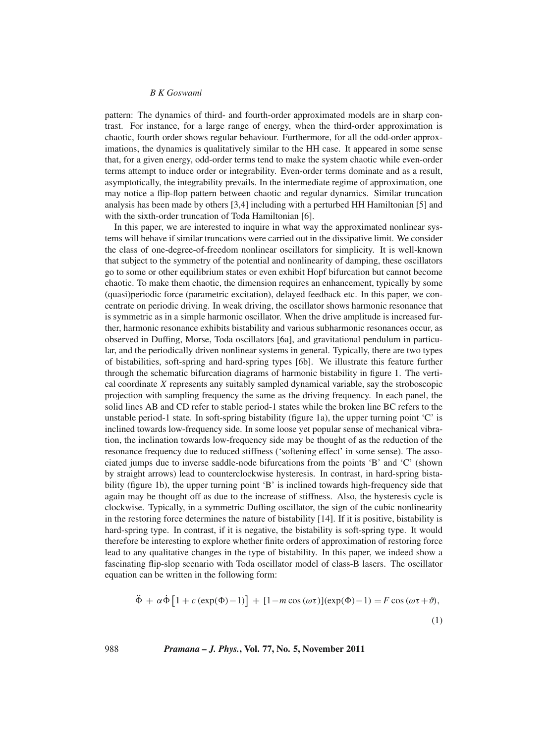pattern: The dynamics of third- and fourth-order approximated models are in sharp contrast. For instance, for a large range of energy, when the third-order approximation is chaotic, fourth order shows regular behaviour. Furthermore, for all the odd-order approximations, the dynamics is qualitatively similar to the HH case. It appeared in some sense that, for a given energy, odd-order terms tend to make the system chaotic while even-order terms attempt to induce order or integrability. Even-order terms dominate and as a result, asymptotically, the integrability prevails. In the intermediate regime of approximation, one may notice a flip-flop pattern between chaotic and regular dynamics. Similar truncation analysis has been made by others [3,4] including with a perturbed HH Hamiltonian [5] and with the sixth-order truncation of Toda Hamiltonian [6].

In this paper, we are interested to inquire in what way the approximated nonlinear systems will behave if similar truncations were carried out in the dissipative limit. We consider the class of one-degree-of-freedom nonlinear oscillators for simplicity. It is well-known that subject to the symmetry of the potential and nonlinearity of damping, these oscillators go to some or other equilibrium states or even exhibit Hopf bifurcation but cannot become chaotic. To make them chaotic, the dimension requires an enhancement, typically by some (quasi)periodic force (parametric excitation), delayed feedback etc. In this paper, we concentrate on periodic driving. In weak driving, the oscillator shows harmonic resonance that is symmetric as in a simple harmonic oscillator. When the drive amplitude is increased further, harmonic resonance exhibits bistability and various subharmonic resonances occur, as observed in Duffing, Morse, Toda oscillators [6a], and gravitational pendulum in particular, and the periodically driven nonlinear systems in general. Typically, there are two types of bistabilities, soft-spring and hard-spring types [6b]. We illustrate this feature further through the schematic bifurcation diagrams of harmonic bistability in figure 1. The vertical coordinate $X$ represents any suitably sampled dynamical variable, say the stroboscopic projection with sampling frequency the same as the driving frequency. In each panel, the solid lines AB and CD refer to stable period-1 states while the broken line BC refers to the unstable period-1 state. In soft-spring bistability (figure 1a), the upper turning point 'C' is inclined towards low-frequency side. In some loose yet popular sense of mechanical vibration, the inclination towards low-frequency side may be thought of as the reduction of the resonance frequency due to reduced stiffness ('softening effect' in some sense). The associated jumps due to inverse saddle-node bifurcations from the points 'B' and 'C' (shown by straight arrows) lead to counterclockwise hysteresis. In contrast, in hard-spring bistability (figure 1b), the upper turning point 'B' is inclined towards high-frequency side that again may be thought off as due to the increase of stiffness. Also, the hysteresis cycle is clockwise. Typically, in a symmetric Duffing oscillator, the sign of the cubic nonlinearity in the restoring force determines the nature of bistability [14]. If it is positive, bistability is hard-spring type. In contrast, if it is negative, the bistability is soft-spring type. It would therefore be interesting to explore whether finite orders of approximation of restoring force lead to any qualitative changes in the type of bistability. In this paper, we indeed show a fascinating flip-slop scenario with Toda oscillator model of class-B lasers. The oscillator equation can be written in the following form:

$$\ddot{\Phi} + \alpha\dot{\Phi}\left[1 + c\,(\exp(\Phi)-1)\right] + [1-m\cos(\omega\tau)](\exp(\Phi)-1) = F\cos(\omega\tau+\vartheta), \tag{1}$$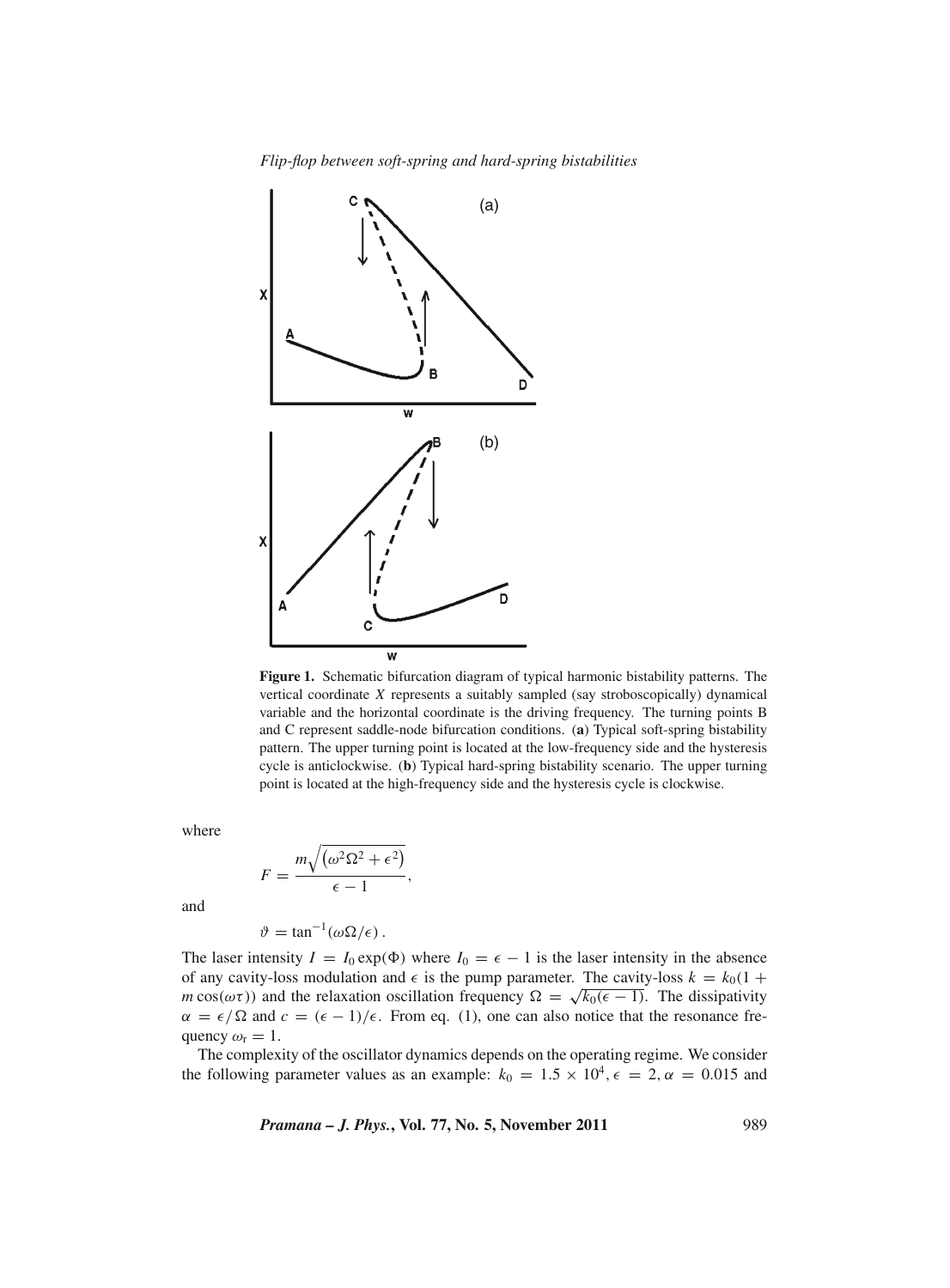**Figure 1.** Schematic bifurcation diagram of typical harmonic bistability patterns. The vertical coordinate $X$ represents a suitably sampled (say stroboscopically) dynamical variable and the horizontal coordinate is the driving frequency. The turning points B and C represent saddle-node bifurcation conditions. (**a**) Typical soft-spring bistability pattern. The upper turning point is located at the low-frequency side and the hysteresis cycle is anticlockwise. (**b**) Typical hard-spring bistability scenario. The upper turning point is located at the high-frequency side and the hysteresis cycle is clockwise.

where

$$F = \frac{m\sqrt{\left(\omega^2\Omega^2 + \epsilon^2\right)}}{\epsilon - 1},$$

and

$$\vartheta = \tan^{-1}(\omega\Omega/\epsilon).$$

The laser intensity $I = I_0 \exp(\Phi)$ where $I_0 = \epsilon - 1$ is the laser intensity in the absence of any cavity-loss modulation and $\epsilon$ is the pump parameter. The cavity-loss $k = k_0(1 + m\cos(\omega\tau))$ and the relaxation oscillation frequency $\Omega = \sqrt{k_0(\epsilon - 1)}$. The dissipativity $\alpha = \epsilon/\Omega$ and $c = (\epsilon - 1)/\epsilon$. From eq. (1), one can also notice that the resonance frequency $\omega_r = 1$.

The complexity of the oscillator dynamics depends on the operating regime. We consider the following parameter values as an example: $k_0 = 1.5 \times 10^4, \epsilon = 2, \alpha = 0.015$ and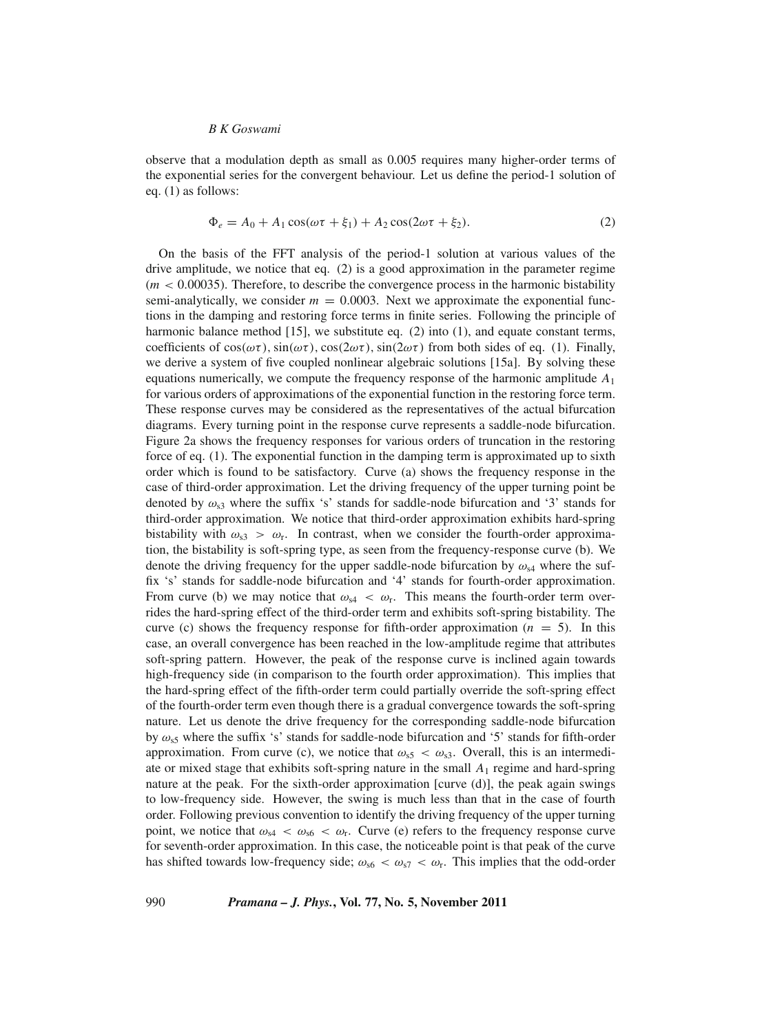observe that a modulation depth as small as 0.005 requires many higher-order terms of the exponential series for the convergent behaviour. Let us define the period-1 solution of eq. (1) as follows:

$$\Phi_e = A_0 + A_1 \cos(\omega\tau + \xi_1) + A_2 \cos(2\omega\tau + \xi_2). \tag{2}$$

On the basis of the FFT analysis of the period-1 solution at various values of the drive amplitude, we notice that eq. (2) is a good approximation in the parameter regime ($m < 0.00035$). Therefore, to describe the convergence process in the harmonic bistability semi-analytically, we consider $m = 0.0003$. Next we approximate the exponential functions in the damping and restoring force terms in finite series. Following the principle of harmonic balance method [15], we substitute eq. (2) into (1), and equate constant terms, coefficients of $\cos(\omega\tau)$, $\sin(\omega\tau)$, $\cos(2\omega\tau)$, $\sin(2\omega\tau)$ from both sides of eq. (1). Finally, we derive a system of five coupled nonlinear algebraic solutions [15a]. By solving these equations numerically, we compute the frequency response of the harmonic amplitude $A_1$ for various orders of approximations of the exponential function in the restoring force term. These response curves may be considered as the representatives of the actual bifurcation diagrams. Every turning point in the response curve represents a saddle-node bifurcation. Figure 2a shows the frequency responses for various orders of truncation in the restoring force of eq. (1). The exponential function in the damping term is approximated up to sixth order which is found to be satisfactory. Curve (a) shows the frequency response in the case of third-order approximation. Let the driving frequency of the upper turning point be denoted by $\omega_{s3}$ where the suffix 's' stands for saddle-node bifurcation and '3' stands for third-order approximation. We notice that third-order approximation exhibits hard-spring bistability with $\omega_{s3} > \omega_r$. In contrast, when we consider the fourth-order approximation, the bistability is soft-spring type, as seen from the frequency-response curve (b). We denote the driving frequency for the upper saddle-node bifurcation by $\omega_{s4}$ where the suffix 's' stands for saddle-node bifurcation and '4' stands for fourth-order approximation. From curve (b) we may notice that $\omega_{s4} < \omega_r$. This means the fourth-order term overrides the hard-spring effect of the third-order term and exhibits soft-spring bistability. The curve (c) shows the frequency response for fifth-order approximation ($n = 5$). In this case, an overall convergence has been reached in the low-amplitude regime that attributes soft-spring pattern. However, the peak of the response curve is inclined again towards high-frequency side (in comparison to the fourth order approximation). This implies that the hard-spring effect of the fifth-order term could partially override the soft-spring effect of the fourth-order term even though there is a gradual convergence towards the soft-spring nature. Let us denote the drive frequency for the corresponding saddle-node bifurcation by $\omega_{s5}$ where the suffix 's' stands for saddle-node bifurcation and '5' stands for fifth-order approximation. From curve (c), we notice that $\omega_{s5} < \omega_{s3}$. Overall, this is an intermediate or mixed stage that exhibits soft-spring nature in the small $A_1$ regime and hard-spring nature at the peak. For the sixth-order approximation [curve (d)], the peak again swings to low-frequency side. However, the swing is much less than that in the case of fourth order. Following previous convention to identify the driving frequency of the upper turning point, we notice that $\omega_{s4} < \omega_{s6} < \omega_r$. Curve (e) refers to the frequency response curve for seventh-order approximation. In this case, the noticeable point is that peak of the curve has shifted towards low-frequency side; $\omega_{s6} < \omega_{s7} < \omega_r$. This implies that the odd-order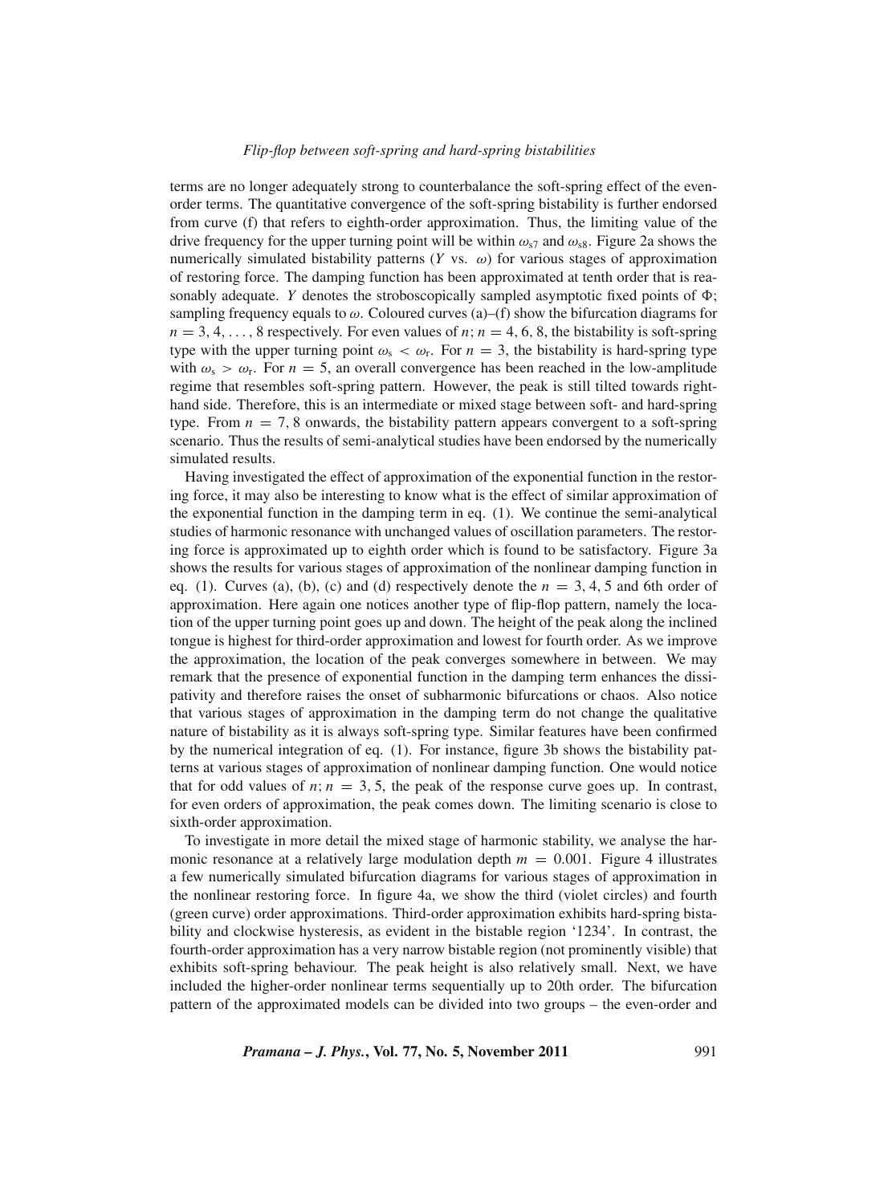terms are no longer adequately strong to counterbalance the soft-spring effect of the even-order terms. The quantitative convergence of the soft-spring bistability is further endorsed from curve (f) that refers to eighth-order approximation. Thus, the limiting value of the drive frequency for the upper turning point will be within $\omega_{s7}$ and $\omega_{s8}$. Figure 2a shows the numerically simulated bistability patterns ($Y$ vs. $\omega$) for various stages of approximation of restoring force. The damping function has been approximated at tenth order that is reasonably adequate. $Y$ denotes the stroboscopically sampled asymptotic fixed points of $\Phi$; sampling frequency equals to $\omega$. Coloured curves (a)–(f) show the bifurcation diagrams for $n = 3, 4, \ldots, 8$ respectively. For even values of $n$; $n = 4, 6, 8$, the bistability is soft-spring type with the upper turning point $\omega_s < \omega_r$. For $n = 3$, the bistability is hard-spring type with $\omega_s > \omega_r$. For $n = 5$, an overall convergence has been reached in the low-amplitude regime that resembles soft-spring pattern. However, the peak is still tilted towards right-hand side. Therefore, this is an intermediate or mixed stage between soft- and hard-spring type. From $n = 7, 8$ onwards, the bistability pattern appears convergent to a soft-spring scenario. Thus the results of semi-analytical studies have been endorsed by the numerically simulated results.

Having investigated the effect of approximation of the exponential function in the restoring force, it may also be interesting to know what is the effect of similar approximation of the exponential function in the damping term in eq. (1). We continue the semi-analytical studies of harmonic resonance with unchanged values of oscillation parameters. The restoring force is approximated up to eighth order which is found to be satisfactory. Figure 3a shows the results for various stages of approximation of the nonlinear damping function in eq. (1). Curves (a), (b), (c) and (d) respectively denote the $n = 3, 4, 5$ and 6th order of approximation. Here again one notices another type of flip-flop pattern, namely the location of the upper turning point goes up and down. The height of the peak along the inclined tongue is highest for third-order approximation and lowest for fourth order. As we improve the approximation, the location of the peak converges somewhere in between. We may remark that the presence of exponential function in the damping term enhances the dissipativity and therefore raises the onset of subharmonic bifurcations or chaos. Also notice that various stages of approximation in the damping term do not change the qualitative nature of bistability as it is always soft-spring type. Similar features have been confirmed by the numerical integration of eq. (1). For instance, figure 3b shows the bistability patterns at various stages of approximation of nonlinear damping function. One would notice that for odd values of $n$; $n = 3, 5$, the peak of the response curve goes up. In contrast, for even orders of approximation, the peak comes down. The limiting scenario is close to sixth-order approximation.

To investigate in more detail the mixed stage of harmonic stability, we analyse the harmonic resonance at a relatively large modulation depth $m = 0.001$. Figure 4 illustrates a few numerically simulated bifurcation diagrams for various stages of approximation in the nonlinear restoring force. In figure 4a, we show the third (violet circles) and fourth (green curve) order approximations. Third-order approximation exhibits hard-spring bistability and clockwise hysteresis, as evident in the bistable region '1234'. In contrast, the fourth-order approximation has a very narrow bistable region (not prominently visible) that exhibits soft-spring behaviour. The peak height is also relatively small. Next, we have included the higher-order nonlinear terms sequentially up to 20th order. The bifurcation pattern of the approximated models can be divided into two groups – the even-order and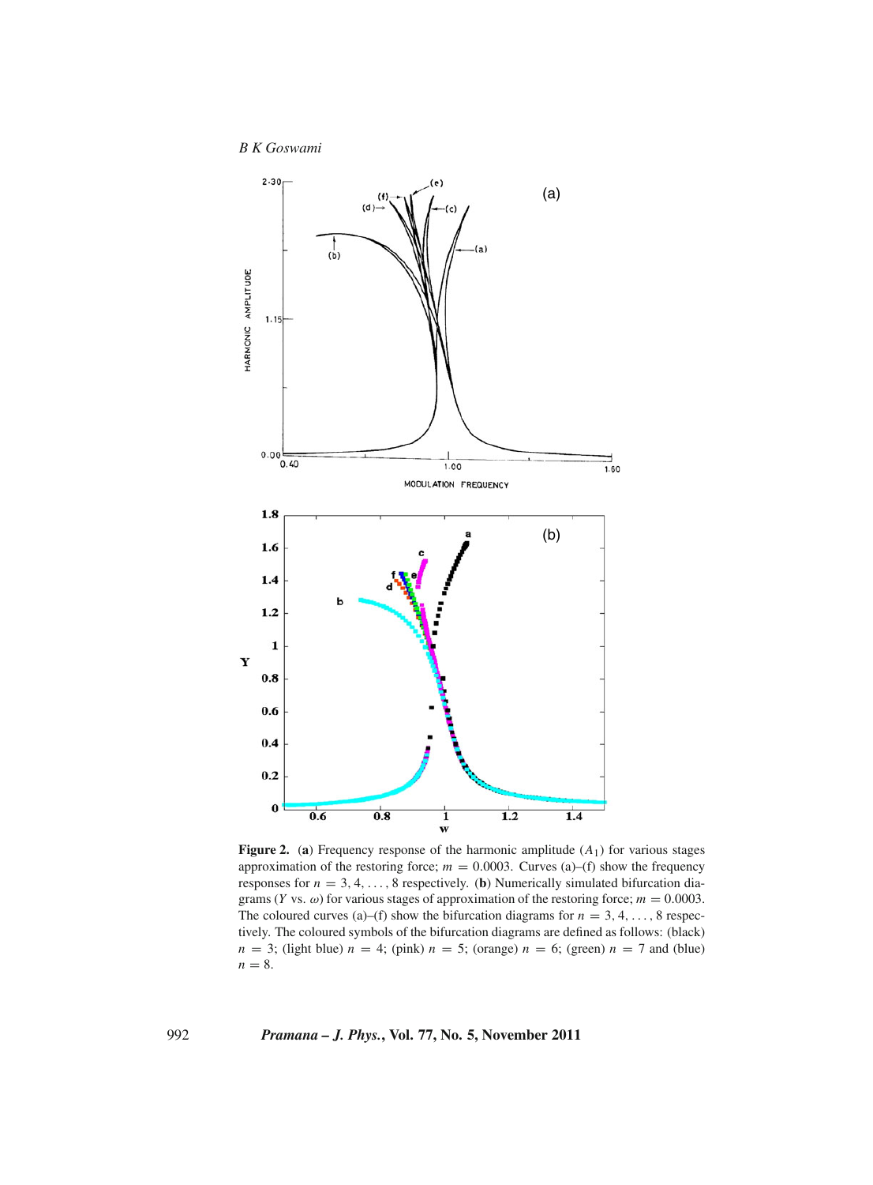**Figure 2.** (**a**) Frequency response of the harmonic amplitude ($A_1$) for various stages approximation of the restoring force; $m = 0.0003$. Curves (a)–(f) show the frequency responses for $n = 3, 4, \ldots, 8$ respectively. (**b**) Numerically simulated bifurcation diagrams ($Y$ vs. $\omega$) for various stages of approximation of the restoring force; $m = 0.0003$. The coloured curves (a)–(f) show the bifurcation diagrams for $n = 3, 4, \ldots, 8$ respectively. The coloured symbols of the bifurcation diagrams are defined as follows: (black) $n = 3$; (light blue) $n = 4$; (pink) $n = 5$; (orange) $n = 6$; (green) $n = 7$ and (blue) $n = 8$.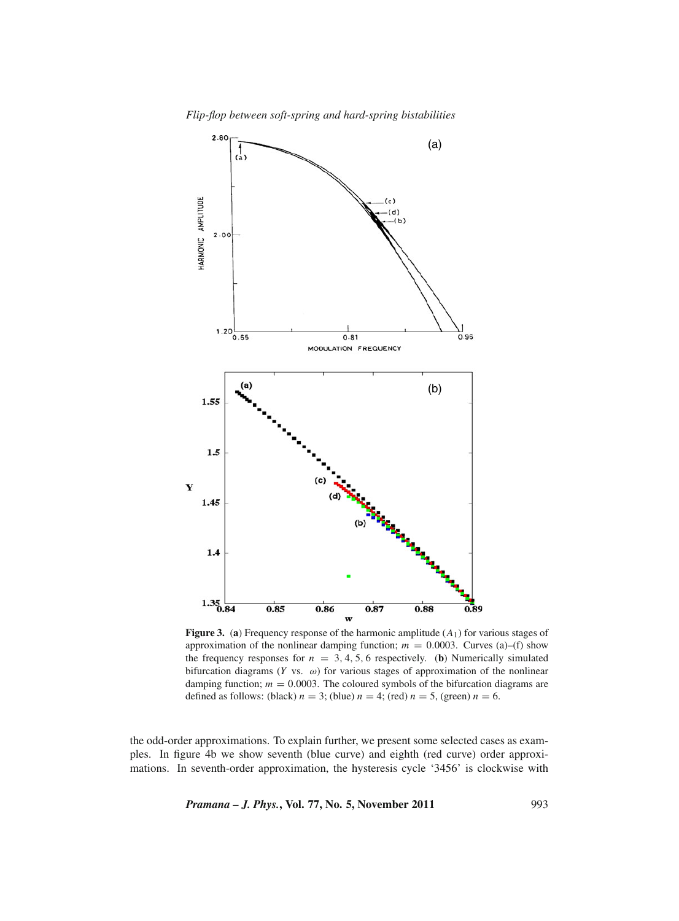**Figure 3.** (**a**) Frequency response of the harmonic amplitude ($A_1$) for various stages of approximation of the nonlinear damping function; $m = 0.0003$. Curves (a)–(f) show the frequency responses for $n = 3, 4, 5, 6$ respectively. (**b**) Numerically simulated bifurcation diagrams ($Y$ vs. $\omega$) for various stages of approximation of the nonlinear damping function; $m = 0.0003$. The coloured symbols of the bifurcation diagrams are defined as follows: (black) $n = 3$; (blue) $n = 4$; (red) $n = 5$, (green) $n = 6$.

the odd-order approximations. To explain further, we present some selected cases as examples. In figure 4b we show seventh (blue curve) and eighth (red curve) order approximations. In seventh-order approximation, the hysteresis cycle '3456' is clockwise with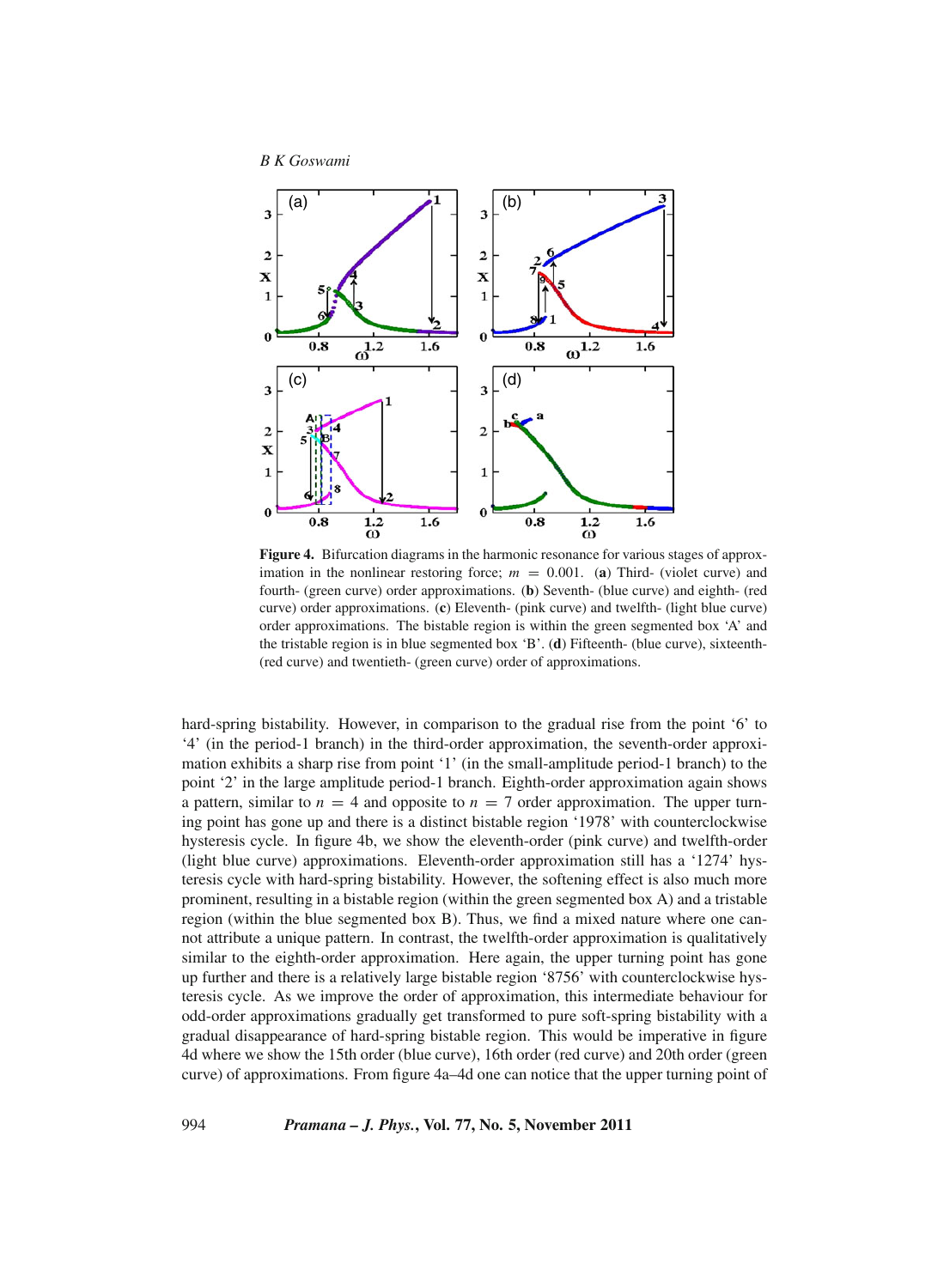**Figure 4.** Bifurcation diagrams in the harmonic resonance for various stages of approximation in the nonlinear restoring force; $m = 0.001$. (**a**) Third- (violet curve) and fourth- (green curve) order approximations. (**b**) Seventh- (blue curve) and eighth- (red curve) order approximations. (**c**) Eleventh- (pink curve) and twelfth- (light blue curve) order approximations. The bistable region is within the green segmented box 'A' and the tristable region is in blue segmented box 'B'. (**d**) Fifteenth- (blue curve), sixteenth- (red curve) and twentieth- (green curve) order of approximations.

hard-spring bistability. However, in comparison to the gradual rise from the point '6' to '4' (in the period-1 branch) in the third-order approximation, the seventh-order approximation exhibits a sharp rise from point '1' (in the small-amplitude period-1 branch) to the point '2' in the large amplitude period-1 branch. Eighth-order approximation again shows a pattern, similar to $n = 4$ and opposite to $n = 7$ order approximation. The upper turning point has gone up and there is a distinct bistable region '1978' with counterclockwise hysteresis cycle. In figure 4b, we show the eleventh-order (pink curve) and twelfth-order (light blue curve) approximations. Eleventh-order approximation still has a '1274' hysteresis cycle with hard-spring bistability. However, the softening effect is also much more prominent, resulting in a bistable region (within the green segmented box A) and a tristable region (within the blue segmented box B). Thus, we find a mixed nature where one cannot attribute a unique pattern. In contrast, the twelfth-order approximation is qualitatively similar to the eighth-order approximation. Here again, the upper turning point has gone up further and there is a relatively large bistable region '8756' with counterclockwise hysteresis cycle. As we improve the order of approximation, this intermediate behaviour for odd-order approximations gradually get transformed to pure soft-spring bistability with a gradual disappearance of hard-spring bistable region. This would be imperative in figure 4d where we show the 15th order (blue curve), 16th order (red curve) and 20th order (green curve) of approximations. From figure 4a–4d one can notice that the upper turning point of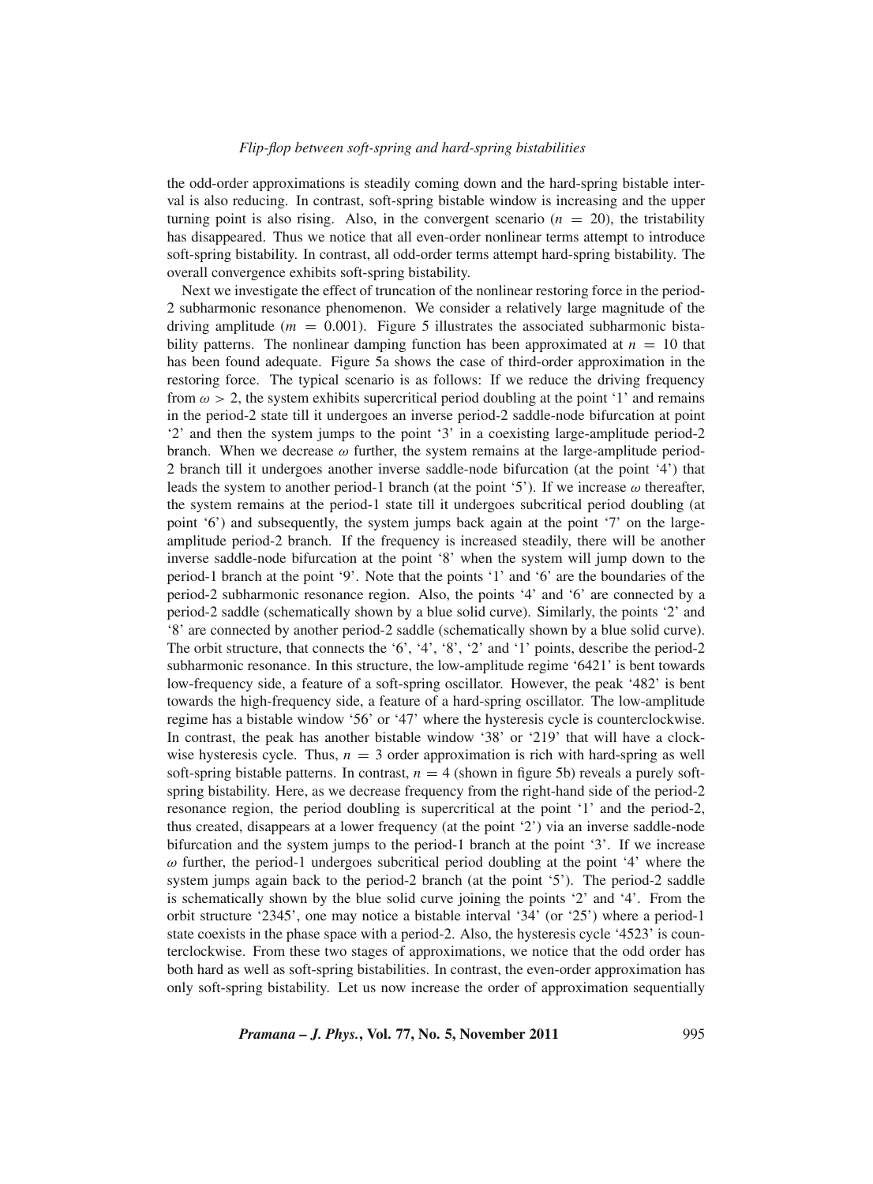the odd-order approximations is steadily coming down and the hard-spring bistable interval is also reducing. In contrast, soft-spring bistable window is increasing and the upper turning point is also rising. Also, in the convergent scenario ($n = 20$), the tristability has disappeared. Thus we notice that all even-order nonlinear terms attempt to introduce soft-spring bistability. In contrast, all odd-order terms attempt hard-spring bistability. The overall convergence exhibits soft-spring bistability.

Next we investigate the effect of truncation of the nonlinear restoring force in the period-2 subharmonic resonance phenomenon. We consider a relatively large magnitude of the driving amplitude ($m = 0.001$). Figure 5 illustrates the associated subharmonic bistability patterns. The nonlinear damping function has been approximated at $n = 10$ that has been found adequate. Figure 5a shows the case of third-order approximation in the restoring force. The typical scenario is as follows: If we reduce the driving frequency from $\omega > 2$, the system exhibits supercritical period doubling at the point '1' and remains in the period-2 state till it undergoes an inverse period-2 saddle-node bifurcation at point '2' and then the system jumps to the point '3' in a coexisting large-amplitude period-2 branch. When we decrease $\omega$ further, the system remains at the large-amplitude period-2 branch till it undergoes another inverse saddle-node bifurcation (at the point '4') that leads the system to another period-1 branch (at the point '5'). If we increase $\omega$ thereafter, the system remains at the period-1 state till it undergoes subcritical period doubling (at point '6') and subsequently, the system jumps back again at the point '7' on the large-amplitude period-2 branch. If the frequency is increased steadily, there will be another inverse saddle-node bifurcation at the point '8' when the system will jump down to the period-1 branch at the point '9'. Note that the points '1' and '6' are the boundaries of the period-2 subharmonic resonance region. Also, the points '4' and '6' are connected by a period-2 saddle (schematically shown by a blue solid curve). Similarly, the points '2' and '8' are connected by another period-2 saddle (schematically shown by a blue solid curve). The orbit structure, that connects the '6', '4', '8', '2' and '1' points, describe the period-2 subharmonic resonance. In this structure, the low-amplitude regime '6421' is bent towards low-frequency side, a feature of a soft-spring oscillator. However, the peak '482' is bent towards the high-frequency side, a feature of a hard-spring oscillator. The low-amplitude regime has a bistable window '56' or '47' where the hysteresis cycle is counterclockwise. In contrast, the peak has another bistable window '38' or '219' that will have a clockwise hysteresis cycle. Thus, $n = 3$ order approximation is rich with hard-spring as well soft-spring bistable patterns. In contrast, $n = 4$ (shown in figure 5b) reveals a purely soft-spring bistability. Here, as we decrease frequency from the right-hand side of the period-2 resonance region, the period doubling is supercritical at the point '1' and the period-2, thus created, disappears at a lower frequency (at the point '2') via an inverse saddle-node bifurcation and the system jumps to the period-1 branch at the point '3'. If we increase $\omega$ further, the period-1 undergoes subcritical period doubling at the point '4' where the system jumps again back to the period-2 branch (at the point '5'). The period-2 saddle is schematically shown by the blue solid curve joining the points '2' and '4'. From the orbit structure '2345', one may notice a bistable interval '34' (or '25') where a period-1 state coexists in the phase space with a period-2. Also, the hysteresis cycle '4523' is counterclockwise. From these two stages of approximations, we notice that the odd order has both hard as well as soft-spring bistabilities. In contrast, the even-order approximation has only soft-spring bistability. Let us now increase the order of approximation sequentially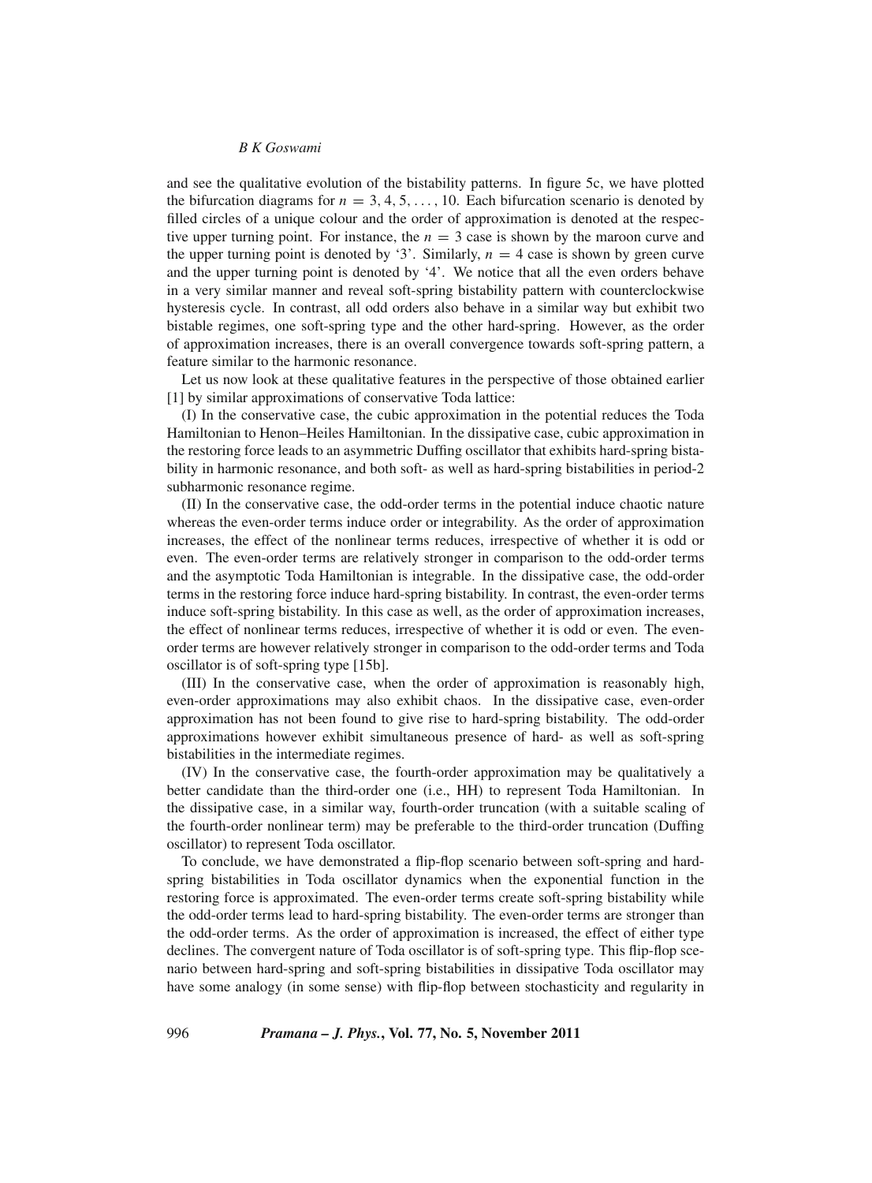and see the qualitative evolution of the bistability patterns. In figure 5c, we have plotted the bifurcation diagrams for $n = 3, 4, 5, \ldots, 10$. Each bifurcation scenario is denoted by filled circles of a unique colour and the order of approximation is denoted at the respective upper turning point. For instance, the $n = 3$ case is shown by the maroon curve and the upper turning point is denoted by '3'. Similarly, $n = 4$ case is shown by green curve and the upper turning point is denoted by '4'. We notice that all the even orders behave in a very similar manner and reveal soft-spring bistability pattern with counterclockwise hysteresis cycle. In contrast, all odd orders also behave in a similar way but exhibit two bistable regimes, one soft-spring type and the other hard-spring. However, as the order of approximation increases, there is an overall convergence towards soft-spring pattern, a feature similar to the harmonic resonance.

Let us now look at these qualitative features in the perspective of those obtained earlier [1] by similar approximations of conservative Toda lattice:

(I) In the conservative case, the cubic approximation in the potential reduces the Toda Hamiltonian to Henon–Heiles Hamiltonian. In the dissipative case, cubic approximation in the restoring force leads to an asymmetric Duffing oscillator that exhibits hard-spring bistability in harmonic resonance, and both soft- as well as hard-spring bistabilities in period-2 subharmonic resonance regime.

(II) In the conservative case, the odd-order terms in the potential induce chaotic nature whereas the even-order terms induce order or integrability. As the order of approximation increases, the effect of the nonlinear terms reduces, irrespective of whether it is odd or even. The even-order terms are relatively stronger in comparison to the odd-order terms and the asymptotic Toda Hamiltonian is integrable. In the dissipative case, the odd-order terms in the restoring force induce hard-spring bistability. In contrast, the even-order terms induce soft-spring bistability. In this case as well, as the order of approximation increases, the effect of nonlinear terms reduces, irrespective of whether it is odd or even. The even-order terms are however relatively stronger in comparison to the odd-order terms and Toda oscillator is of soft-spring type [15b].

(III) In the conservative case, when the order of approximation is reasonably high, even-order approximations may also exhibit chaos. In the dissipative case, even-order approximation has not been found to give rise to hard-spring bistability. The odd-order approximations however exhibit simultaneous presence of hard- as well as soft-spring bistabilities in the intermediate regimes.

(IV) In the conservative case, the fourth-order approximation may be qualitatively a better candidate than the third-order one (i.e., HH) to represent Toda Hamiltonian. In the dissipative case, in a similar way, fourth-order truncation (with a suitable scaling of the fourth-order nonlinear term) may be preferable to the third-order truncation (Duffing oscillator) to represent Toda oscillator.

To conclude, we have demonstrated a flip-flop scenario between soft-spring and hard-spring bistabilities in Toda oscillator dynamics when the exponential function in the restoring force is approximated. The even-order terms create soft-spring bistability while the odd-order terms lead to hard-spring bistability. The even-order terms are stronger than the odd-order terms. As the order of approximation is increased, the effect of either type declines. The convergent nature of Toda oscillator is of soft-spring type. This flip-flop scenario between hard-spring and soft-spring bistabilities in dissipative Toda oscillator may have some analogy (in some sense) with flip-flop between stochasticity and regularity in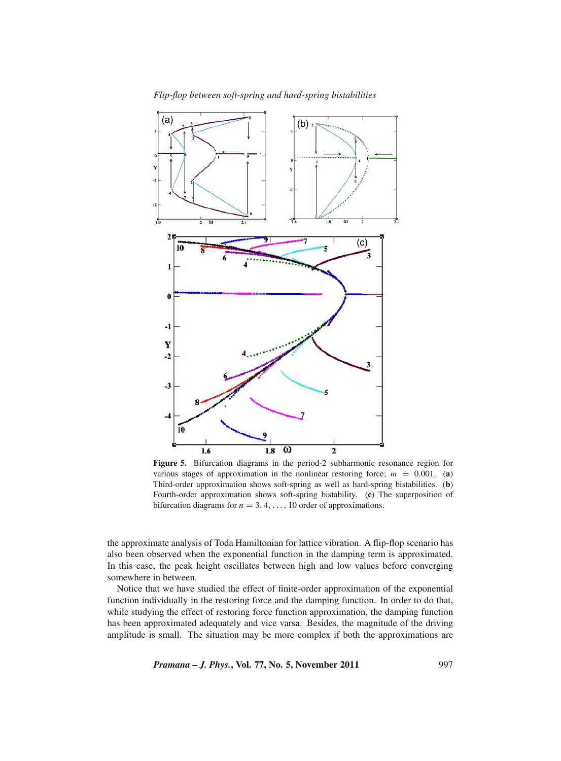**Figure 5.** Bifurcation diagrams in the period-2 subharmonic resonance region for various stages of approximation in the nonlinear restoring force; $m = 0.001$. (**a**) Third-order approximation shows soft-spring as well as hard-spring bistabilities. (**b**) Fourth-order approximation shows soft-spring bistability. (**c**) The superposition of bifurcation diagrams for $n = 3, 4, \ldots, 10$ order of approximations.

the approximate analysis of Toda Hamiltonian for lattice vibration. A flip-flop scenario has also been observed when the exponential function in the damping term is approximated. In this case, the peak height oscillates between high and low values before converging somewhere in between.

Notice that we have studied the effect of finite-order approximation of the exponential function individually in the restoring force and the damping function. In order to do that, while studying the effect of restoring force function approximation, the damping function has been approximated adequately and vice versa. Besides, the magnitude of the driving amplitude is small. The situation may be more complex if both the approximations are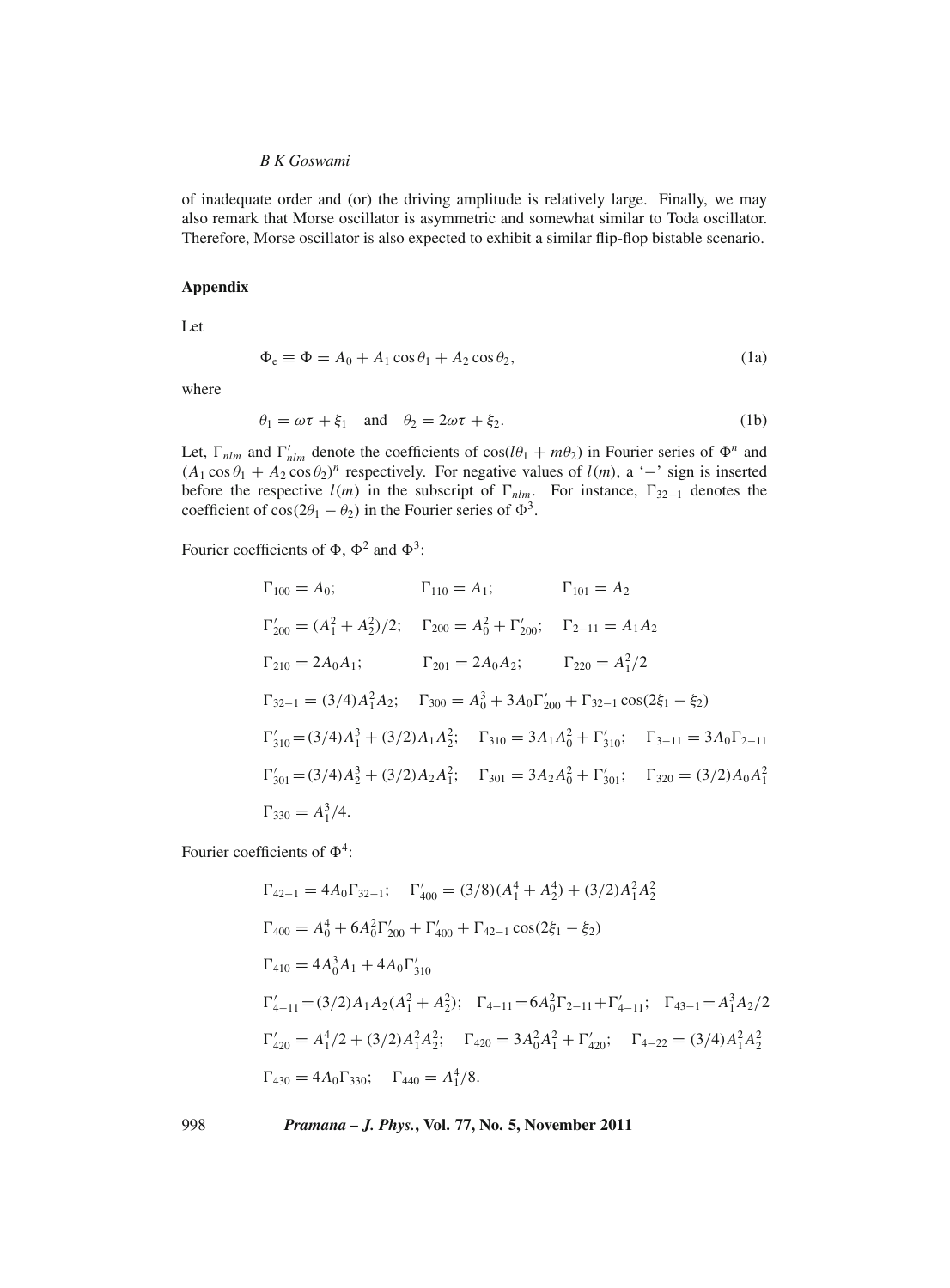of inadequate order and (or) the driving amplitude is relatively large. Finally, we may also remark that Morse oscillator is asymmetric and somewhat similar to Toda oscillator. Therefore, Morse oscillator is also expected to exhibit a similar flip-flop bistable scenario.

## Appendix

Let

$$\Phi_e \equiv \Phi = A_0 + A_1 \cos\theta_1 + A_2 \cos\theta_2, \tag{1a}$$

where

$$\theta_1 = \omega\tau + \xi_1 \quad \text{and} \quad \theta_2 = 2\omega\tau + \xi_2. \tag{1b}$$

Let, $\Gamma_{nlm}$ and $\Gamma'_{nlm}$ denote the coefficients of $\cos(l\theta_1 + m\theta_2)$ in Fourier series of $\Phi^n$ and $(A_1 \cos\theta_1 + A_2 \cos\theta_2)^n$ respectively. For negative values of $l(m)$, a '$-$' sign is inserted before the respective $l(m)$ in the subscript of $\Gamma_{nlm}$. For instance, $\Gamma_{32-1}$ denotes the coefficient of $\cos(2\theta_1 - \theta_2)$ in the Fourier series of $\Phi^3$.

Fourier coefficients of $\Phi$, $\Phi^2$ and $\Phi^3$:

$$\Gamma_{100} = A_0; \qquad \Gamma_{110} = A_1; \qquad \Gamma_{101} = A_2$$

$$\Gamma'_{200} = (A_1^2 + A_2^2)/2; \quad \Gamma_{200} = A_0^2 + \Gamma'_{200}; \quad \Gamma_{2-11} = A_1 A_2$$

$$\Gamma_{210} = 2A_0 A_1; \qquad \Gamma_{201} = 2A_0 A_2; \qquad \Gamma_{220} = A_1^2/2$$

$$\Gamma_{32-1} = (3/4)A_1^2 A_2; \quad \Gamma_{300} = A_0^3 + 3A_0\Gamma'_{200} + \Gamma_{32-1}\cos(2\xi_1 - \xi_2)$$

$$\Gamma'_{310} = (3/4)A_1^3 + (3/2)A_1 A_2^2; \quad \Gamma_{310} = 3A_1 A_0^2 + \Gamma'_{310}; \quad \Gamma_{3-11} = 3A_0\Gamma_{2-11}$$

$$\Gamma'_{301} = (3/4)A_2^3 + (3/2)A_2 A_1^2; \quad \Gamma_{301} = 3A_2 A_0^2 + \Gamma'_{301}; \quad \Gamma_{320} = (3/2)A_0 A_1^2$$

$$\Gamma_{330} = A_1^3/4.$$

Fourier coefficients of $\Phi^4$:

$$\Gamma_{42-1} = 4A_0\Gamma_{32-1}; \quad \Gamma'_{400} = (3/8)(A_1^4 + A_2^4) + (3/2)A_1^2 A_2^2$$

$$\Gamma_{400} = A_0^4 + 6A_0^2\Gamma'_{200} + \Gamma'_{400} + \Gamma_{42-1}\cos(2\xi_1 - \xi_2)$$

$$\Gamma_{410} = 4A_0^3 A_1 + 4A_0\Gamma'_{310}$$

$$\Gamma'_{4-11} = (3/2)A_1 A_2(A_1^2 + A_2^2); \quad \Gamma_{4-11} = 6A_0^2\Gamma_{2-11} + \Gamma'_{4-11}; \quad \Gamma_{43-1} = A_1^3 A_2/2$$

$$\Gamma'_{420} = A_1^4/2 + (3/2)A_1^2 A_2^2; \quad \Gamma_{420} = 3A_0^2 A_1^2 + \Gamma'_{420}; \quad \Gamma_{4-22} = (3/4)A_1^2 A_2^2$$

$$\Gamma_{430} = 4A_0\Gamma_{330}; \quad \Gamma_{440} = A_1^4/8.$$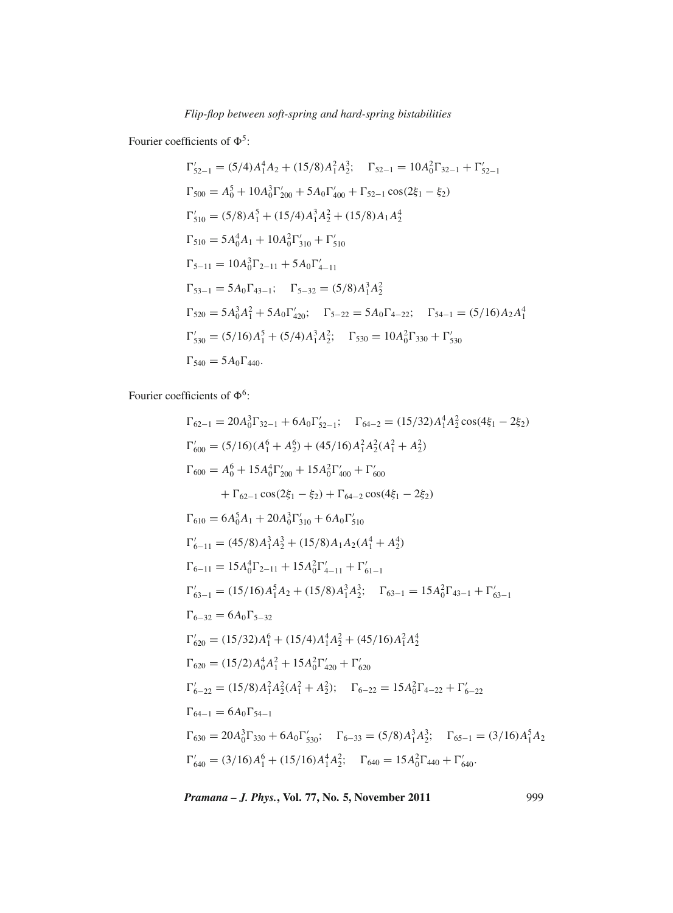Fourier coefficients of $\Phi^5$:

$$\Gamma'_{52-1} = (5/4)A_1^4 A_2 + (15/8)A_1^2 A_2^3; \quad \Gamma_{52-1} = 10A_0^2\Gamma_{32-1} + \Gamma'_{52-1}$$

$$\Gamma_{500} = A_0^5 + 10A_0^3\Gamma'_{200} + 5A_0\Gamma'_{400} + \Gamma_{52-1}\cos(2\xi_1 - \xi_2)$$

$$\Gamma'_{510} = (5/8)A_1^5 + (15/4)A_1^3 A_2^2 + (15/8)A_1 A_2^4$$

$$\Gamma_{510} = 5A_0^4 A_1 + 10A_0^2\Gamma'_{310} + \Gamma'_{510}$$

$$\Gamma_{5-11} = 10A_0^3\Gamma_{2-11} + 5A_0\Gamma'_{4-11}$$

$$\Gamma_{53-1} = 5A_0\Gamma_{43-1}; \quad \Gamma_{5-32} = (5/8)A_1^3 A_2^2$$

$$\Gamma_{520} = 5A_0^3 A_1^2 + 5A_0\Gamma'_{420}; \quad \Gamma_{5-22} = 5A_0\Gamma_{4-22}; \quad \Gamma_{54-1} = (5/16)A_2 A_1^4$$

$$\Gamma'_{530} = (5/16)A_1^5 + (5/4)A_1^3 A_2^2; \quad \Gamma_{530} = 10A_0^2\Gamma_{330} + \Gamma'_{530}$$

$$\Gamma_{540} = 5A_0\Gamma_{440}.$$

Fourier coefficients of $\Phi^6$:

$$\Gamma_{62-1} = 20A_0^3\Gamma_{32-1} + 6A_0\Gamma'_{52-1}; \quad \Gamma_{64-2} = (15/32)A_1^4 A_2^2\cos(4\xi_1 - 2\xi_2)$$

$$\Gamma'_{600} = (5/16)(A_1^6 + A_2^6) + (45/16)A_1^2 A_2^2(A_1^2 + A_2^2)$$

$$\Gamma_{600} = A_0^6 + 15A_0^4\Gamma'_{200} + 15A_0^2\Gamma'_{400} + \Gamma'_{600} + \Gamma_{62-1}\cos(2\xi_1 - \xi_2) + \Gamma_{64-2}\cos(4\xi_1 - 2\xi_2)$$

$$\Gamma_{610} = 6A_0^5 A_1 + 20A_0^3\Gamma'_{310} + 6A_0\Gamma'_{510}$$

$$\Gamma'_{6-11} = (45/8)A_1^3 A_2^3 + (15/8)A_1 A_2(A_1^4 + A_2^4)$$

$$\Gamma_{6-11} = 15A_0^4\Gamma_{2-11} + 15A_0^2\Gamma'_{4-11} + \Gamma'_{61-1}$$

$$\Gamma'_{63-1} = (15/16)A_1^5 A_2 + (15/8)A_1^3 A_2^3; \quad \Gamma_{63-1} = 15A_0^2\Gamma_{43-1} + \Gamma'_{63-1}$$

$$\Gamma_{6-32} = 6A_0\Gamma_{5-32}$$

$$\Gamma'_{620} = (15/32)A_1^6 + (15/4)A_1^4 A_2^2 + (45/16)A_1^2 A_2^4$$

$$\Gamma_{620} = (15/2)A_0^4 A_1^2 + 15A_0^2\Gamma'_{420} + \Gamma'_{620}$$

$$\Gamma'_{6-22} = (15/8)A_1^2 A_2^2(A_1^2 + A_2^2); \quad \Gamma_{6-22} = 15A_0^2\Gamma_{4-22} + \Gamma'_{6-22}$$

$$\Gamma_{64-1} = 6A_0\Gamma_{54-1}$$

$$\Gamma_{630} = 20A_0^3\Gamma_{330} + 6A_0\Gamma'_{530}; \quad \Gamma_{6-33} = (5/8)A_1^3 A_2^3; \quad \Gamma_{65-1} = (3/16)A_1^5 A_2$$

$$\Gamma'_{640} = (3/16)A_1^6 + (15/16)A_1^4 A_2^2; \quad \Gamma_{640} = 15A_0^2\Gamma_{440} + \Gamma'_{640}.$$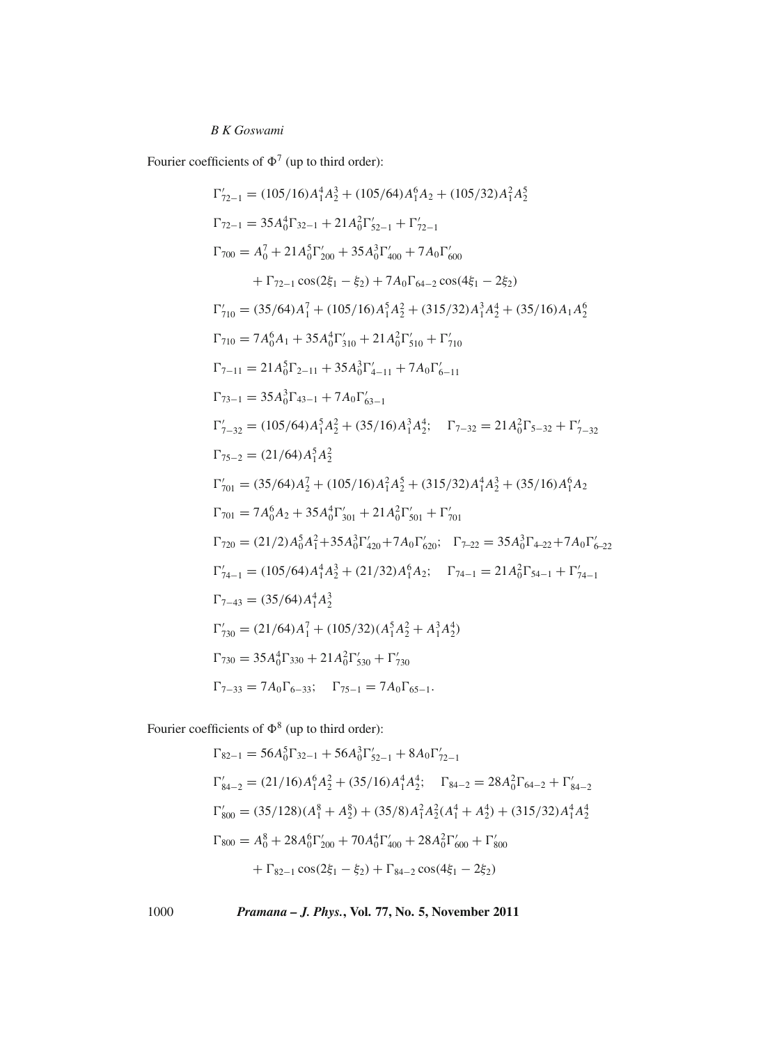Fourier coefficients of $\Phi^7$ (up to third order):

$$\Gamma'_{72-1} = (105/16)A_1^4A_2^3 + (105/64)A_1^6A_2 + (105/32)A_1^2A_2^5$$

$$\Gamma_{72-1} = 35A_0^4\Gamma_{32-1} + 21A_0^2\Gamma'_{52-1} + \Gamma'_{72-1}$$

$$\Gamma_{700} = A_0^7 + 21A_0^5\Gamma'_{200} + 35A_0^3\Gamma'_{400} + 7A_0\Gamma'_{600} + \Gamma_{72-1}\cos(2\xi_1 - \xi_2) + 7A_0\Gamma_{64-2}\cos(4\xi_1 - 2\xi_2)$$

$$\Gamma'_{710} = (35/64)A_1^7 + (105/16)A_1^5A_2^2 + (315/32)A_1^3A_2^4 + (35/16)A_1A_2^6$$

$$\Gamma_{710} = 7A_0^6A_1 + 35A_0^4\Gamma'_{310} + 21A_0^2\Gamma'_{510} + \Gamma'_{710}$$

$$\Gamma_{7-11} = 21A_0^5\Gamma_{2-11} + 35A_0^3\Gamma'_{4-11} + 7A_0\Gamma'_{6-11}$$

$$\Gamma_{73-1} = 35A_0^3\Gamma_{43-1} + 7A_0\Gamma'_{63-1}$$

$$\Gamma'_{7-32} = (105/64)A_1^5A_2^2 + (35/16)A_1^3A_2^4; \quad \Gamma_{7-32} = 21A_0^2\Gamma_{5-32} + \Gamma'_{7-32}$$

$$\Gamma_{75-2} = (21/64)A_1^5A_2^2$$

$$\Gamma'_{701} = (35/64)A_2^7 + (105/16)A_1^2A_2^5 + (315/32)A_1^4A_2^3 + (35/16)A_1^6A_2$$

$$\Gamma_{701} = 7A_0^6A_2 + 35A_0^4\Gamma'_{301} + 21A_0^2\Gamma'_{501} + \Gamma'_{701}$$

$$\Gamma_{720} = (21/2)A_0^5A_1^2 + 35A_0^3\Gamma'_{420} + 7A_0\Gamma'_{620}; \quad \Gamma_{7-22} = 35A_0^3\Gamma_{4-22} + 7A_0\Gamma'_{6-22}$$

$$\Gamma'_{74-1} = (105/64)A_1^4A_2^3 + (21/32)A_1^6A_2; \quad \Gamma_{74-1} = 21A_0^2\Gamma_{54-1} + \Gamma'_{74-1}$$

$$\Gamma_{7-43} = (35/64)A_1^4A_2^3$$

$$\Gamma'_{730} = (21/64)A_1^7 + (105/32)(A_1^5A_2^2 + A_1^3A_2^4)$$

$$\Gamma_{730} = 35A_0^4\Gamma_{330} + 21A_0^2\Gamma'_{530} + \Gamma'_{730}$$

$$\Gamma_{7-33} = 7A_0\Gamma_{6-33}; \quad \Gamma_{75-1} = 7A_0\Gamma_{65-1}.$$

Fourier coefficients of $\Phi^8$ (up to third order):

$$\Gamma_{82-1} = 56A_0^5\Gamma_{32-1} + 56A_0^3\Gamma'_{52-1} + 8A_0\Gamma'_{72-1}$$

$$\Gamma'_{84-2} = (21/16)A_1^6A_2^2 + (35/16)A_1^4A_2^4; \quad \Gamma_{84-2} = 28A_0^2\Gamma_{64-2} + \Gamma'_{84-2}$$

$$\Gamma'_{800} = (35/128)(A_1^8 + A_2^8) + (35/8)A_1^2A_2^2(A_1^4 + A_2^4) + (315/32)A_1^4A_2^4$$

$$\Gamma_{800} = A_0^8 + 28A_0^6\Gamma'_{200} + 70A_0^4\Gamma'_{400} + 28A_0^2\Gamma'_{600} + \Gamma'_{800} + \Gamma_{82-1}\cos(2\xi_1 - \xi_2) + \Gamma_{84-2}\cos(4\xi_1 - 2\xi_2)$$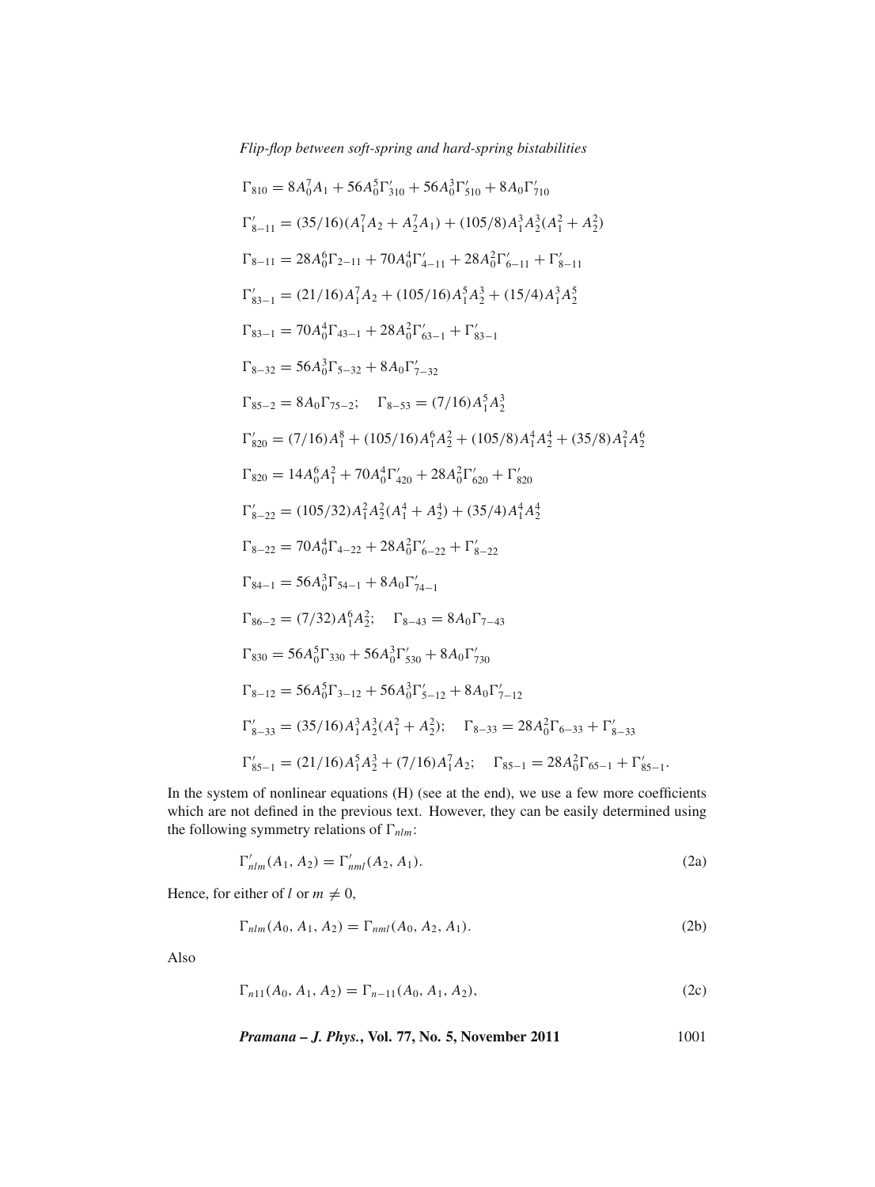$$\Gamma_{810} = 8A_0^7A_1 + 56A_0^5\Gamma'_{310} + 56A_0^3\Gamma'_{510} + 8A_0\Gamma'_{710}$$

$$\Gamma'_{8-11} = (35/16)(A_1^7A_2 + A_2^7A_1) + (105/8)A_1^3A_2^3(A_1^2 + A_2^2)$$

$$\Gamma_{8-11} = 28A_0^6\Gamma_{2-11} + 70A_0^4\Gamma'_{4-11} + 28A_0^2\Gamma'_{6-11} + \Gamma'_{8-11}$$

$$\Gamma'_{83-1} = (21/16)A_1^7A_2 + (105/16)A_1^5A_2^3 + (15/4)A_1^3A_2^5$$

$$\Gamma_{83-1} = 70A_0^4\Gamma_{43-1} + 28A_0^2\Gamma'_{63-1} + \Gamma'_{83-1}$$

$$\Gamma_{8-32} = 56A_0^3\Gamma_{5-32} + 8A_0\Gamma'_{7-32}$$

$$\Gamma_{85-2} = 8A_0\Gamma_{75-2}; \quad \Gamma_{8-53} = (7/16)A_1^5A_2^3$$

$$\Gamma'_{820} = (7/16)A_1^8 + (105/16)A_1^6A_2^2 + (105/8)A_1^4A_2^4 + (35/8)A_1^2A_2^6$$

$$\Gamma_{820} = 14A_0^6A_1^2 + 70A_0^4\Gamma'_{420} + 28A_0^2\Gamma'_{620} + \Gamma'_{820}$$

$$\Gamma'_{8-22} = (105/32)A_1^2A_2^2(A_1^4 + A_2^4) + (35/4)A_1^4A_2^4$$

$$\Gamma_{8-22} = 70A_0^4\Gamma_{4-22} + 28A_0^2\Gamma'_{6-22} + \Gamma'_{8-22}$$

$$\Gamma_{84-1} = 56A_0^3\Gamma_{54-1} + 8A_0\Gamma'_{74-1}$$

$$\Gamma_{86-2} = (7/32)A_1^6A_2^2; \quad \Gamma_{8-43} = 8A_0\Gamma_{7-43}$$

$$\Gamma_{830} = 56A_0^5\Gamma_{330} + 56A_0^3\Gamma'_{530} + 8A_0\Gamma'_{730}$$

$$\Gamma_{8-12} = 56A_0^5\Gamma_{3-12} + 56A_0^3\Gamma'_{5-12} + 8A_0\Gamma'_{7-12}$$

$$\Gamma'_{8-33} = (35/16)A_1^3A_2^3(A_1^2 + A_2^2); \quad \Gamma_{8-33} = 28A_0^2\Gamma_{6-33} + \Gamma'_{8-33}$$

$$\Gamma'_{85-1} = (21/16)A_1^5A_2^3 + (7/16)A_1^7A_2; \quad \Gamma_{85-1} = 28A_0^2\Gamma_{65-1} + \Gamma'_{85-1}.$$

In the system of nonlinear equations (H) (see at the end), we use a few more coefficients which are not defined in the previous text. However, they can be easily determined using the following symmetry relations of $\Gamma_{nlm}$:

$$\Gamma'_{nlm}(A_1, A_2) = \Gamma'_{nml}(A_2, A_1). \tag{2a}$$

Hence, for either of $l$ or $m \neq 0$,

$$\Gamma_{nlm}(A_0, A_1, A_2) = \Gamma_{nml}(A_0, A_2, A_1). \tag{2b}$$

Also

$$\Gamma_{n11}(A_0, A_1, A_2) = \Gamma_{n-11}(A_0, A_1, A_2), \tag{2c}$$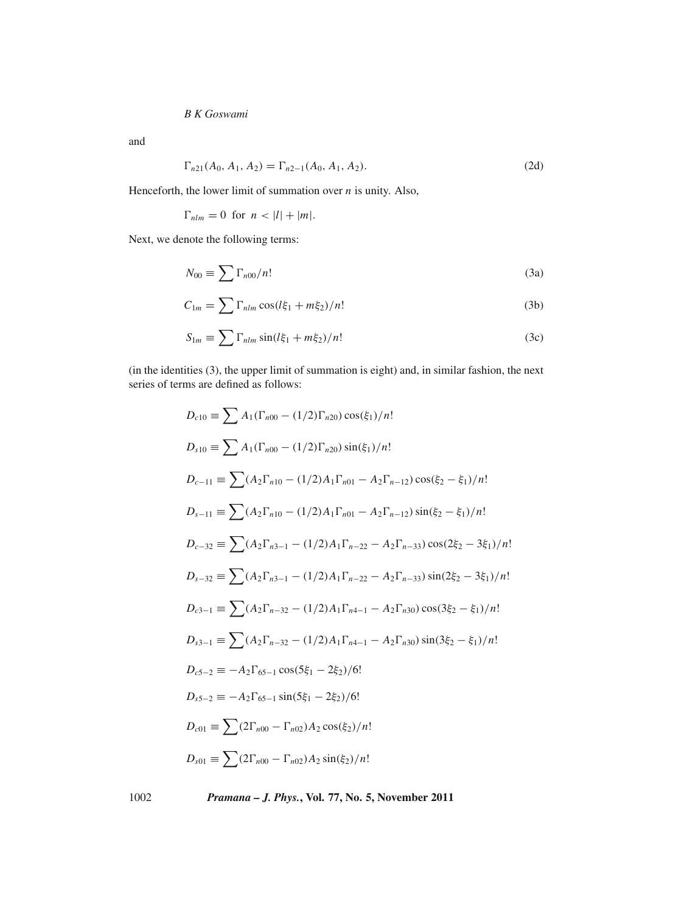and

$$\Gamma_{n21}(A_0, A_1, A_2) = \Gamma_{n2-1}(A_0, A_1, A_2). \tag{2d}$$

Henceforth, the lower limit of summation over $n$ is unity. Also,

$$\Gamma_{nlm} = 0 \text{ for } n < |l| + |m|.$$

Next, we denote the following terms:

$$N_{00} \equiv \sum \Gamma_{n00}/n! \tag{3a}$$

$$C_{1m} = \sum \Gamma_{nlm} \cos(l\xi_1 + m\xi_2)/n! \tag{3b}$$

$$S_{1m} \equiv \sum \Gamma_{nlm} \sin(l\xi_1 + m\xi_2)/n! \tag{3c}$$

(in the identities (3), the upper limit of summation is eight) and, in similar fashion, the next series of terms are defined as follows:

$$D_{c10} \equiv \sum A_1(\Gamma_{n00} - (1/2)\Gamma_{n20}) \cos(\xi_1)/n!$$

$$D_{s10} \equiv \sum A_1(\Gamma_{n00} - (1/2)\Gamma_{n20}) \sin(\xi_1)/n!$$

$$D_{c-11} \equiv \sum (A_2\Gamma_{n10} - (1/2)A_1\Gamma_{n01} - A_2\Gamma_{n-12}) \cos(\xi_2 - \xi_1)/n!$$

$$D_{s-11} \equiv \sum (A_2\Gamma_{n10} - (1/2)A_1\Gamma_{n01} - A_2\Gamma_{n-12}) \sin(\xi_2 - \xi_1)/n!$$

$$D_{c-32} \equiv \sum (A_2\Gamma_{n3-1} - (1/2)A_1\Gamma_{n-22} - A_2\Gamma_{n-33}) \cos(2\xi_2 - 3\xi_1)/n!$$

$$D_{s-32} \equiv \sum (A_2\Gamma_{n3-1} - (1/2)A_1\Gamma_{n-22} - A_2\Gamma_{n-33}) \sin(2\xi_2 - 3\xi_1)/n!$$

$$D_{c3-1} \equiv \sum (A_2\Gamma_{n-32} - (1/2)A_1\Gamma_{n4-1} - A_2\Gamma_{n30}) \cos(3\xi_2 - \xi_1)/n!$$

$$D_{s3-1} \equiv \sum (A_2\Gamma_{n-32} - (1/2)A_1\Gamma_{n4-1} - A_2\Gamma_{n30}) \sin(3\xi_2 - \xi_1)/n!$$

$$D_{c5-2} \equiv -A_2\Gamma_{65-1} \cos(5\xi_1 - 2\xi_2)/6!$$

$$D_{s5-2} \equiv -A_2\Gamma_{65-1} \sin(5\xi_1 - 2\xi_2)/6!$$

$$D_{c01} \equiv \sum (2\Gamma_{n00} - \Gamma_{n02})A_2 \cos(\xi_2)/n!$$

$$D_{s01} \equiv \sum (2\Gamma_{n00} - \Gamma_{n02})A_2 \sin(\xi_2)/n!$$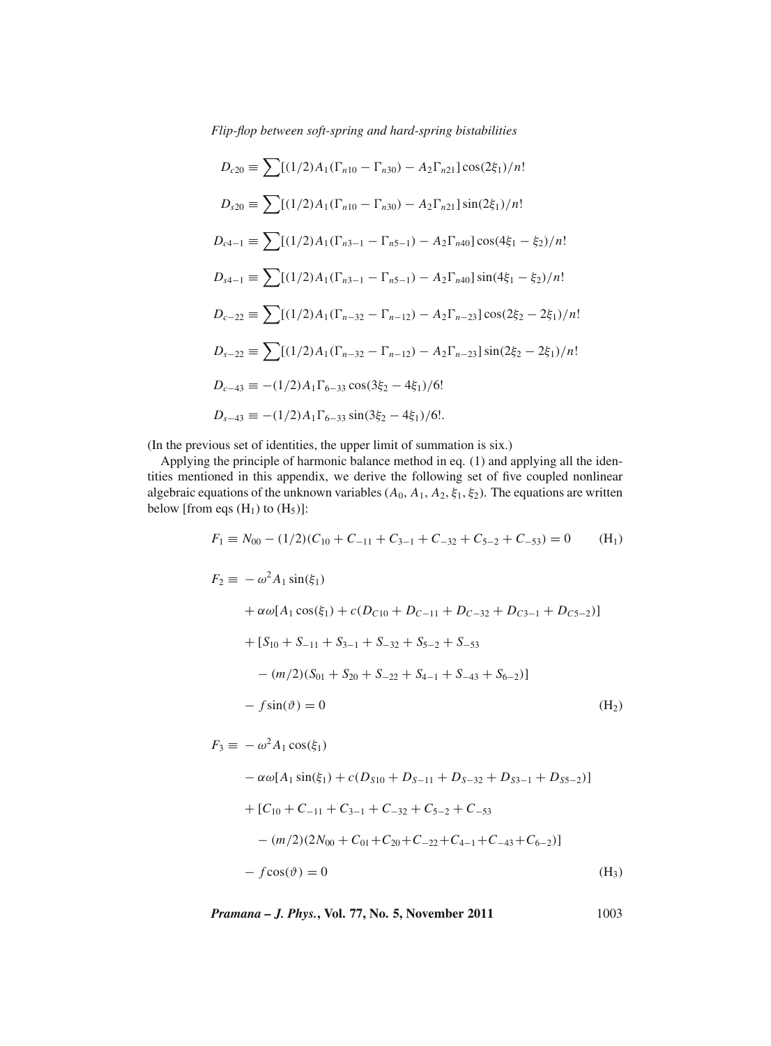$$D_{c20} \equiv \sum [(1/2)A_1(\Gamma_{n10} - \Gamma_{n30}) - A_2\Gamma_{n21}]\cos(2\xi_1)/n!$$

$$D_{s20} \equiv \sum [(1/2)A_1(\Gamma_{n10} - \Gamma_{n30}) - A_2\Gamma_{n21}]\sin(2\xi_1)/n!$$

$$D_{c4-1} \equiv \sum [(1/2)A_1(\Gamma_{n3-1} - \Gamma_{n5-1}) - A_2\Gamma_{n40}]\cos(4\xi_1 - \xi_2)/n!$$

$$D_{s4-1} \equiv \sum [(1/2)A_1(\Gamma_{n3-1} - \Gamma_{n5-1}) - A_2\Gamma_{n40}]\sin(4\xi_1 - \xi_2)/n!$$

$$D_{c-22} \equiv \sum [(1/2)A_1(\Gamma_{n-32} - \Gamma_{n-12}) - A_2\Gamma_{n-23}]\cos(2\xi_2 - 2\xi_1)/n!$$

$$D_{s-22} \equiv \sum [(1/2)A_1(\Gamma_{n-32} - \Gamma_{n-12}) - A_2\Gamma_{n-23}]\sin(2\xi_2 - 2\xi_1)/n!$$

$$D_{c-43} \equiv -(1/2)A_1\Gamma_{6-33}\cos(3\xi_2 - 4\xi_1)/6!$$

$$D_{s-43} \equiv -(1/2)A_1\Gamma_{6-33}\sin(3\xi_2 - 4\xi_1)/6!.$$

(In the previous set of identities, the upper limit of summation is six.)

Applying the principle of harmonic balance method in eq. (1) and applying all the identities mentioned in this appendix, we derive the following set of five coupled nonlinear algebraic equations of the unknown variables ($A_0, A_1, A_2, \xi_1, \xi_2$). The equations are written below [from eqs ($H_1$) to ($H_5$)]:

$$F_1 \equiv N_{00} - (1/2)(C_{10} + C_{-11} + C_{3-1} + C_{-32} + C_{5-2} + C_{-53}) = 0 \qquad (H_1)$$

$$\begin{aligned}
F_2 \equiv & -\omega^2 A_1 \sin(\xi_1) \\
& + \alpha\omega[A_1\cos(\xi_1) + c(D_{C10} + D_{C-11} + D_{C-32} + D_{C3-1} + D_{C5-2})] \\
& + [S_{10} + S_{-11} + S_{3-1} + S_{-32} + S_{5-2} + S_{-53} \\
& \quad - (m/2)(S_{01} + S_{20} + S_{-22} + S_{4-1} + S_{-43} + S_{6-2})] \\
& - f\sin(\vartheta) = 0 \qquad (H_2)
\end{aligned}$$

$$\begin{aligned}
F_3 \equiv & -\omega^2 A_1 \cos(\xi_1) \\
& - \alpha\omega[A_1\sin(\xi_1) + c(D_{S10} + D_{S-11} + D_{S-32} + D_{S3-1} + D_{S5-2})] \\
& + [C_{10} + C_{-11} + C_{3-1} + C_{-32} + C_{5-2} + C_{-53} \\
& \quad - (m/2)(2N_{00} + C_{01} + C_{20} + C_{-22} + C_{4-1} + C_{-43} + C_{6-2})] \\
& - f\cos(\vartheta) = 0 \qquad (H_3)
\end{aligned}$$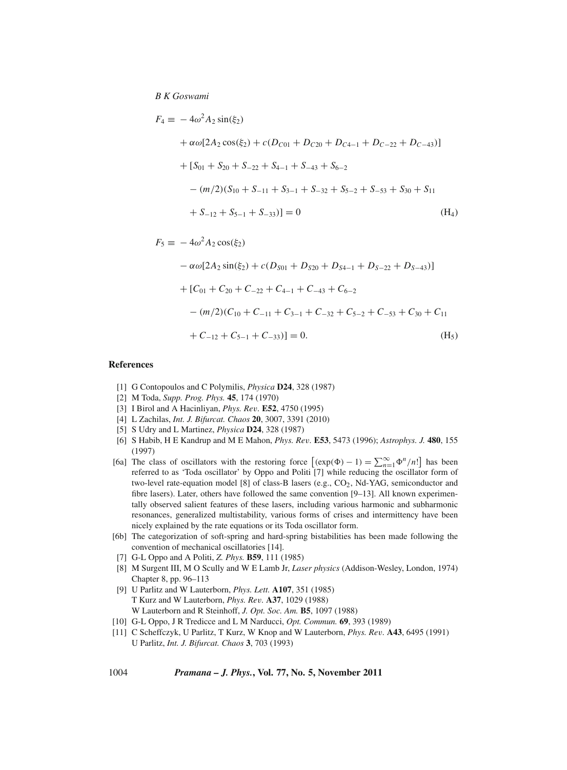$$
\begin{aligned}
F_4 \equiv\ & -4\omega^2 A_2 \sin(\xi_2) \\
& + \alpha\omega[2A_2\cos(\xi_2) + c(D_{C01} + D_{C20} + D_{C4-1} + D_{C-22} + D_{C-43})] \\
& + [S_{01} + S_{20} + S_{-22} + S_{4-1} + S_{-43} + S_{6-2} \\
& \quad - (m/2)(S_{10} + S_{-11} + S_{3-1} + S_{-32} + S_{5-2} + S_{-53} + S_{30} + S_{11} \\
& \quad + S_{-12} + S_{5-1} + S_{-33})] = 0
\end{aligned}
\tag{H$_4$}
$$

$$
\begin{aligned}
F_5 \equiv\ & -4\omega^2 A_2 \cos(\xi_2) \\
& - \alpha\omega[2A_2\sin(\xi_2) + c(D_{S01} + D_{S20} + D_{S4-1} + D_{S-22} + D_{S-43})] \\
& + [C_{01} + C_{20} + C_{-22} + C_{4-1} + C_{-43} + C_{6-2} \\
& \quad - (m/2)(C_{10} + C_{-11} + C_{3-1} + C_{-32} + C_{5-2} + C_{-53} + C_{30} + C_{11} \\
& \quad + C_{-12} + C_{5-1} + C_{-33})] = 0.
\end{aligned}
\tag{H$_5$}
$$

## References

[1] G Contopoulos and C Polymilis, *Physica* **D24**, 328 (1987)

[2] M Toda, *Supp. Prog. Phys.* **45**, 174 (1970)

[3] I Birol and A Hacinliyan, *Phys. Rev.* **E52**, 4750 (1995)

[4] L Zachilas, *Int. J. Bifurcat. Chaos* **20**, 3007, 3391 (2010)

[5] S Udry and L Martinez, *Physica* **D24**, 328 (1987)

[6] S Habib, H E Kandrup and M E Mahon, *Phys. Rev.* **E53**, 5473 (1996); *Astrophys. J.* **480**, 155 (1997)

[6a] The class of oscillators with the restoring force $\left[(\exp(\Phi) - 1) = \sum_{n=1}^{\infty} \Phi^n/n!\right]$ has been referred to as 'Toda oscillator' by Oppo and Politi [7] while reducing the oscillator form of two-level rate-equation model [8] of class-B lasers (e.g., $CO_2$, Nd-YAG, semiconductor and fibre lasers). Later, others have followed the same convention [9–13]. All known experimentally observed salient features of these lasers, including various harmonic and subharmonic resonances, generalized multistability, various forms of crises and intermittency have been nicely explained by the rate equations or its Toda oscillator form.

[6b] The categorization of soft-spring and hard-spring bistabilities has been made following the convention of mechanical oscillatories [14].

[7] G-L Oppo and A Politi, *Z. Phys.* **B59**, 111 (1985)

[8] M Surgent III, M O Scully and W E Lamb Jr, *Laser physics* (Addison-Wesley, London, 1974) Chapter 8, pp. 96–113

[9] U Parlitz and W Lauterborn, *Phys. Lett.* **A107**, 351 (1985)
T Kurz and W Lauterborn, *Phys. Rev.* **A37**, 1029 (1988)
W Lauterborn and R Steinhoff, *J. Opt. Soc. Am.* **B5**, 1097 (1988)

[10] G-L Oppo, J R Tredicce and L M Narducci, *Opt. Commun.* **69**, 393 (1989)

[11] C Scheffczyk, U Parlitz, T Kurz, W Knop and W Lauterborn, *Phys. Rev.* **A43**, 6495 (1991)
U Parlitz, *Int. J. Bifurcat. Chaos* **3**, 703 (1993)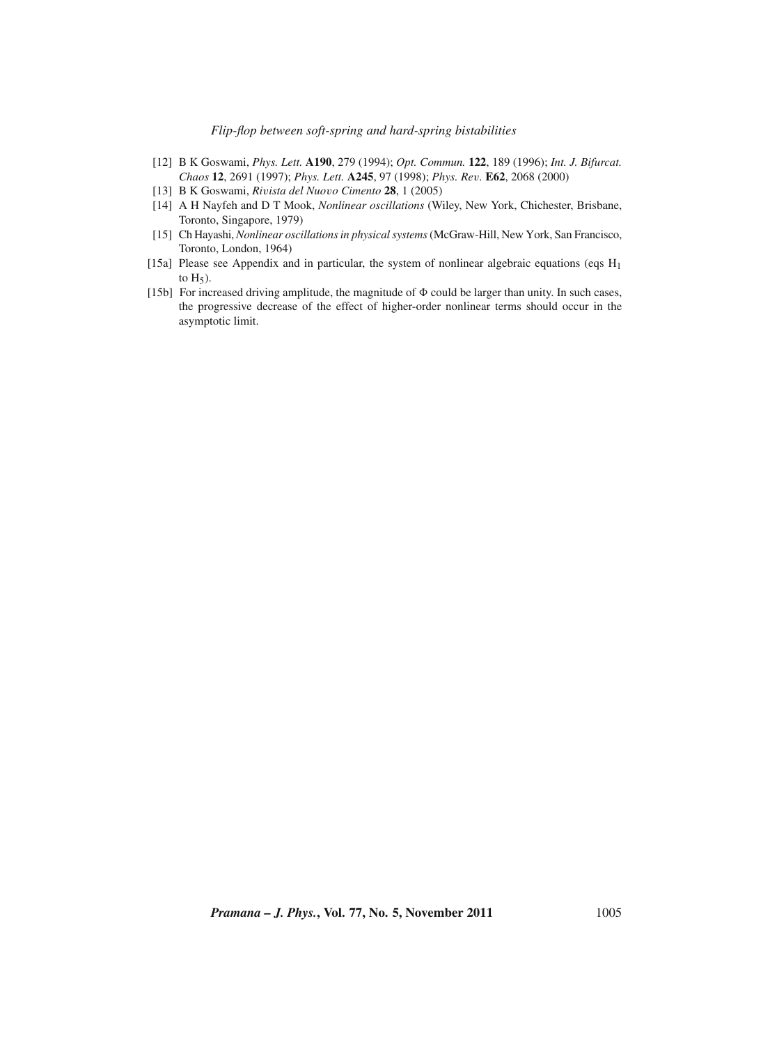[12] B K Goswami, *Phys. Lett.* **A190**, 279 (1994); *Opt. Commun.* **122**, 189 (1996); *Int. J. Bifurcat. Chaos* **12**, 2691 (1997); *Phys. Lett.* **A245**, 97 (1998); *Phys. Rev.* **E62**, 2068 (2000)

[13] B K Goswami, *Rivista del Nuovo Cimento* **28**, 1 (2005)

[14] A H Nayfeh and D T Mook, *Nonlinear oscillations* (Wiley, New York, Chichester, Brisbane, Toronto, Singapore, 1979)

[15] Ch Hayashi, *Nonlinear oscillations in physical systems* (McGraw-Hill, New York, San Francisco, Toronto, London, 1964)

[15a] Please see Appendix and in particular, the system of nonlinear algebraic equations (eqs $H_1$ to $H_5$).

[15b] For increased driving amplitude, the magnitude of $\Phi$ could be larger than unity. In such cases, the progressive decrease of the effect of higher-order nonlinear terms should occur in the asymptotic limit.